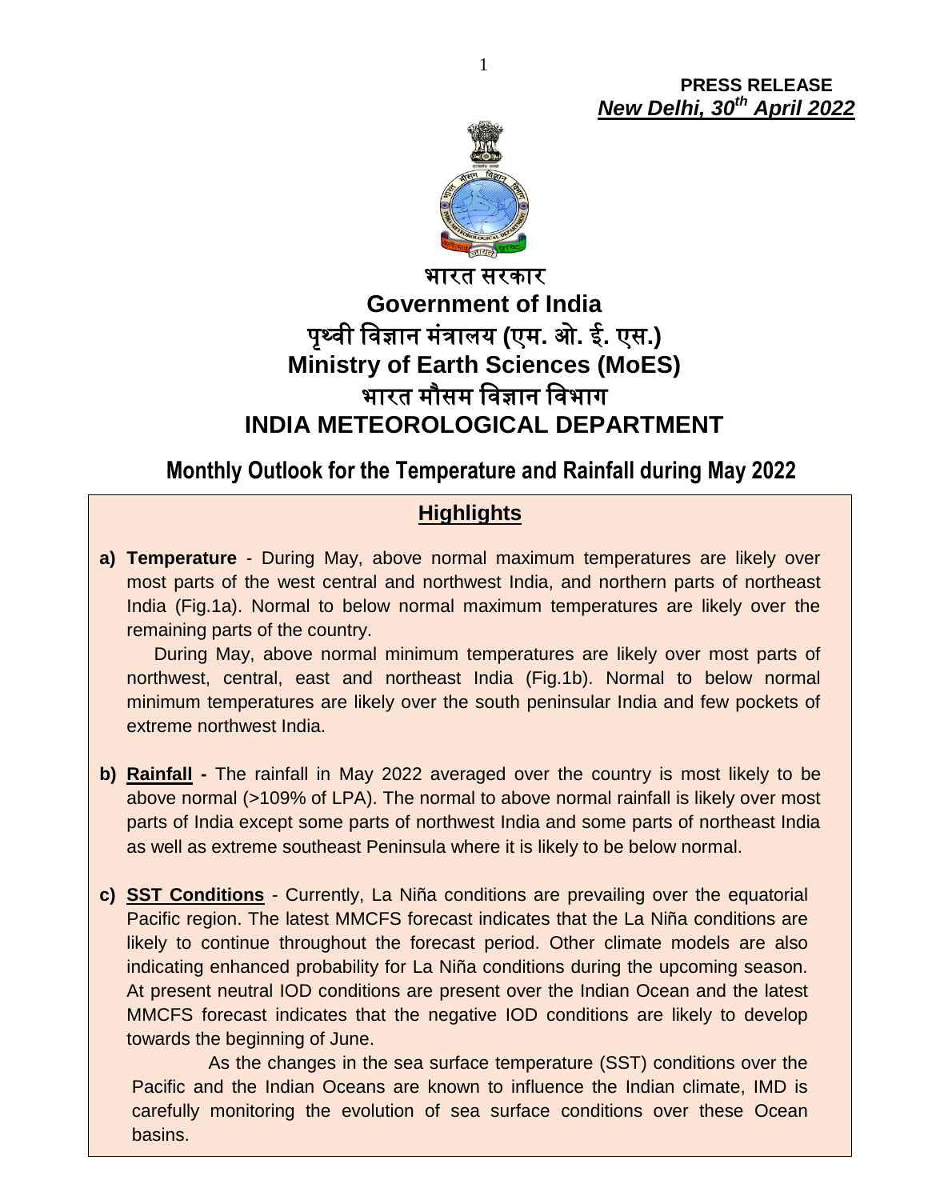**PRESS RELEASE**
***New Delhi, 30th April 2022***

# भारत सरकार
# Government of India
## पृथ्वी विज्ञान मंत्रालय (एम. ओ. ई. एस.)
## Ministry of Earth Sciences (MoES)
## भारत मौसम विज्ञान विभाग
## INDIA METEOROLOGICAL DEPARTMENT

## Monthly Outlook for the Temperature and Rainfall during May 2022

### Highlights

**a) Temperature** - During May, above normal maximum temperatures are likely over most parts of the west central and northwest India, and northern parts of northeast India (Fig.1a). Normal to below normal maximum temperatures are likely over the remaining parts of the country.

During May, above normal minimum temperatures are likely over most parts of northwest, central, east and northeast India (Fig.1b). Normal to below normal minimum temperatures are likely over the south peninsular India and few pockets of extreme northwest India.

**b) Rainfall -** The rainfall in May 2022 averaged over the country is most likely to be above normal (>109% of LPA). The normal to above normal rainfall is likely over most parts of India except some parts of northwest India and some parts of northeast India as well as extreme southeast Peninsula where it is likely to be below normal.

**c) SST Conditions** - Currently, La Niña conditions are prevailing over the equatorial Pacific region. The latest MMCFS forecast indicates that the La Niña conditions are likely to continue throughout the forecast period. Other climate models are also indicating enhanced probability for La Niña conditions during the upcoming season. At present neutral IOD conditions are present over the Indian Ocean and the latest MMCFS forecast indicates that the negative IOD conditions are likely to develop towards the beginning of June.

As the changes in the sea surface temperature (SST) conditions over the Pacific and the Indian Oceans are known to influence the Indian climate, IMD is carefully monitoring the evolution of sea surface conditions over these Ocean basins.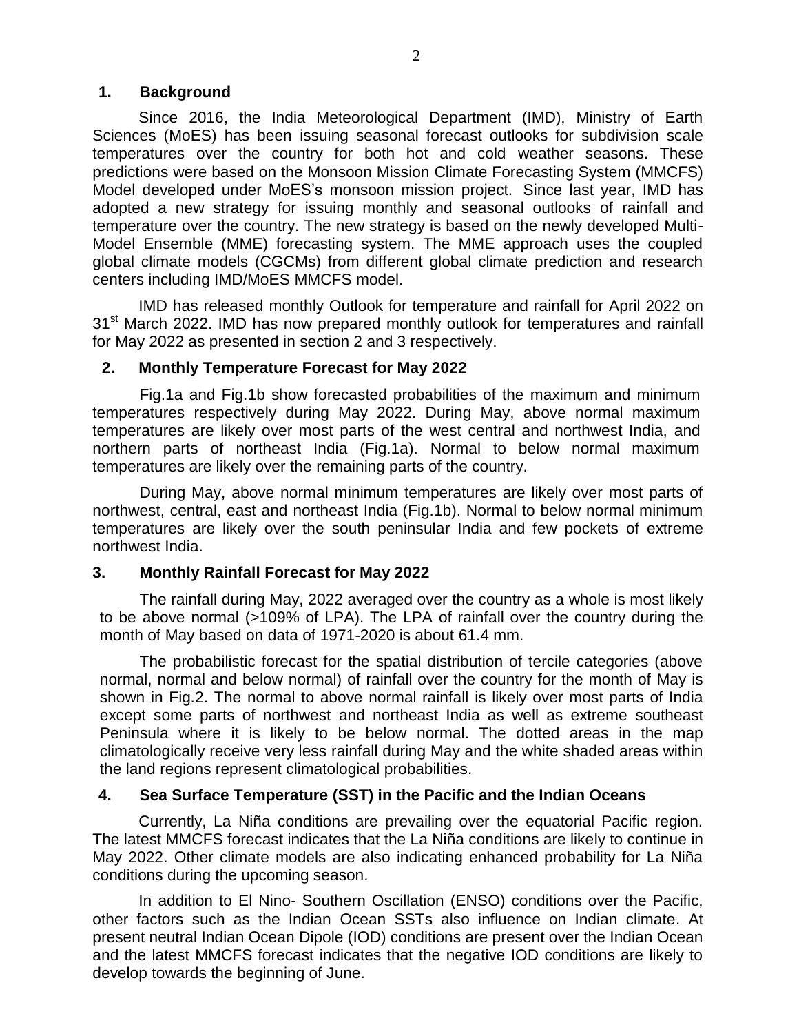## 1. Background

Since 2016, the India Meteorological Department (IMD), Ministry of Earth Sciences (MoES) has been issuing seasonal forecast outlooks for subdivision scale temperatures over the country for both hot and cold weather seasons. These predictions were based on the Monsoon Mission Climate Forecasting System (MMCFS) Model developed under MoES's monsoon mission project. Since last year, IMD has adopted a new strategy for issuing monthly and seasonal outlooks of rainfall and temperature over the country. The new strategy is based on the newly developed Multi-Model Ensemble (MME) forecasting system. The MME approach uses the coupled global climate models (CGCMs) from different global climate prediction and research centers including IMD/MoES MMCFS model.

IMD has released monthly Outlook for temperature and rainfall for April 2022 on 31st March 2022. IMD has now prepared monthly outlook for temperatures and rainfall for May 2022 as presented in section 2 and 3 respectively.

## 2. Monthly Temperature Forecast for May 2022

Fig.1a and Fig.1b show forecasted probabilities of the maximum and minimum temperatures respectively during May 2022. During May, above normal maximum temperatures are likely over most parts of the west central and northwest India, and northern parts of northeast India (Fig.1a). Normal to below normal maximum temperatures are likely over the remaining parts of the country.

During May, above normal minimum temperatures are likely over most parts of northwest, central, east and northeast India (Fig.1b). Normal to below normal minimum temperatures are likely over the south peninsular India and few pockets of extreme northwest India.

## 3. Monthly Rainfall Forecast for May 2022

The rainfall during May, 2022 averaged over the country as a whole is most likely to be above normal (>109% of LPA). The LPA of rainfall over the country during the month of May based on data of 1971-2020 is about 61.4 mm.

The probabilistic forecast for the spatial distribution of tercile categories (above normal, normal and below normal) of rainfall over the country for the month of May is shown in Fig.2. The normal to above normal rainfall is likely over most parts of India except some parts of northwest and northeast India as well as extreme southeast Peninsula where it is likely to be below normal. The dotted areas in the map climatologically receive very less rainfall during May and the white shaded areas within the land regions represent climatological probabilities.

## 4. Sea Surface Temperature (SST) in the Pacific and the Indian Oceans

Currently, La Niña conditions are prevailing over the equatorial Pacific region. The latest MMCFS forecast indicates that the La Niña conditions are likely to continue in May 2022. Other climate models are also indicating enhanced probability for La Niña conditions during the upcoming season.

In addition to El Nino- Southern Oscillation (ENSO) conditions over the Pacific, other factors such as the Indian Ocean SSTs also influence on Indian climate. At present neutral Indian Ocean Dipole (IOD) conditions are present over the Indian Ocean and the latest MMCFS forecast indicates that the negative IOD conditions are likely to develop towards the beginning of June.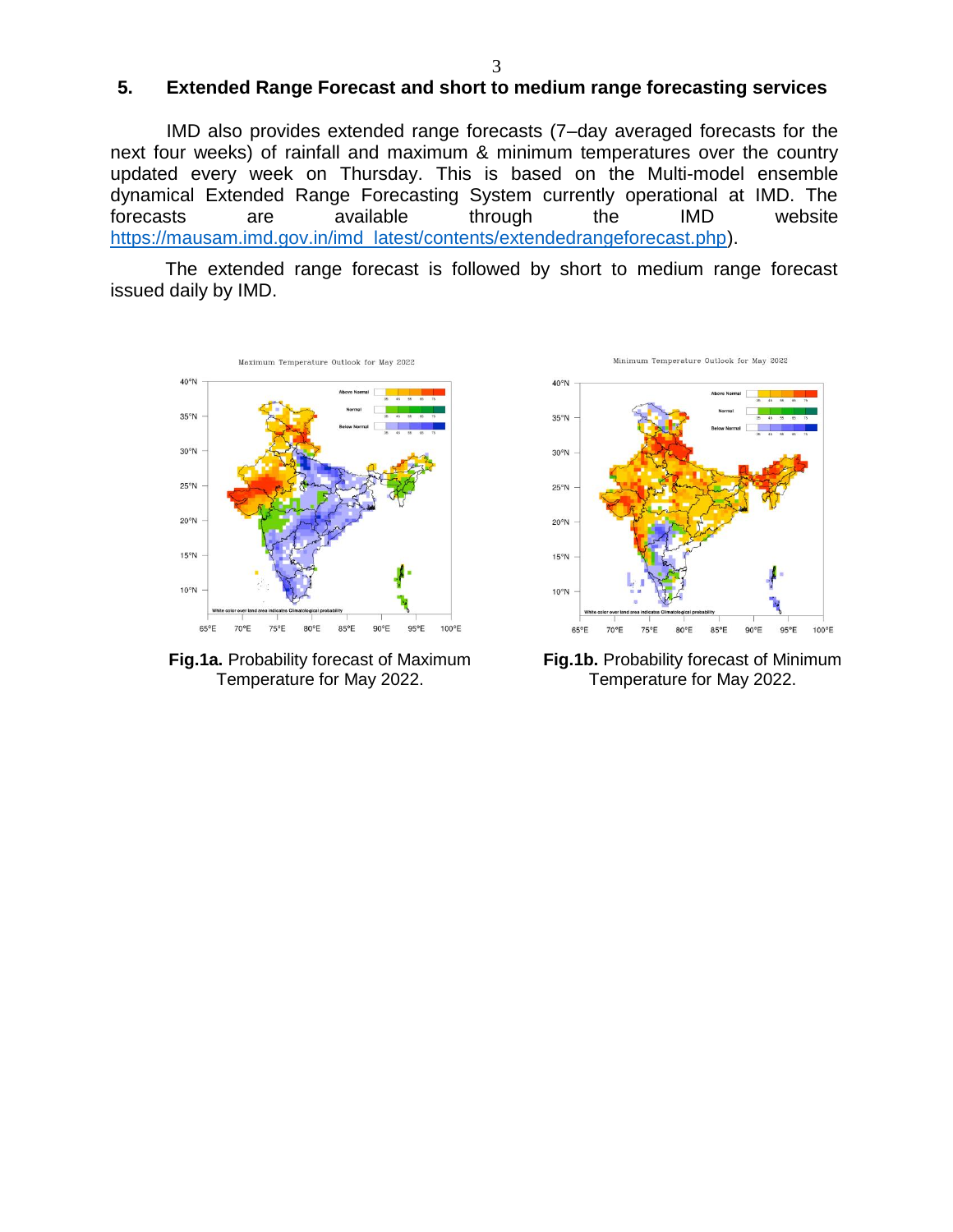## 5. Extended Range Forecast and short to medium range forecasting services

IMD also provides extended range forecasts (7–day averaged forecasts for the next four weeks) of rainfall and maximum & minimum temperatures over the country updated every week on Thursday. This is based on the Multi-model ensemble dynamical Extended Range Forecasting System currently operational at IMD. The forecasts are available through the IMD website https://mausam.imd.gov.in/imd_latest/contents/extendedrangeforecast.php).

The extended range forecast is followed by short to medium range forecast issued daily by IMD.

**Fig.1a.** Probability forecast of Maximum Temperature for May 2022.

**Fig.1b.** Probability forecast of Minimum Temperature for May 2022.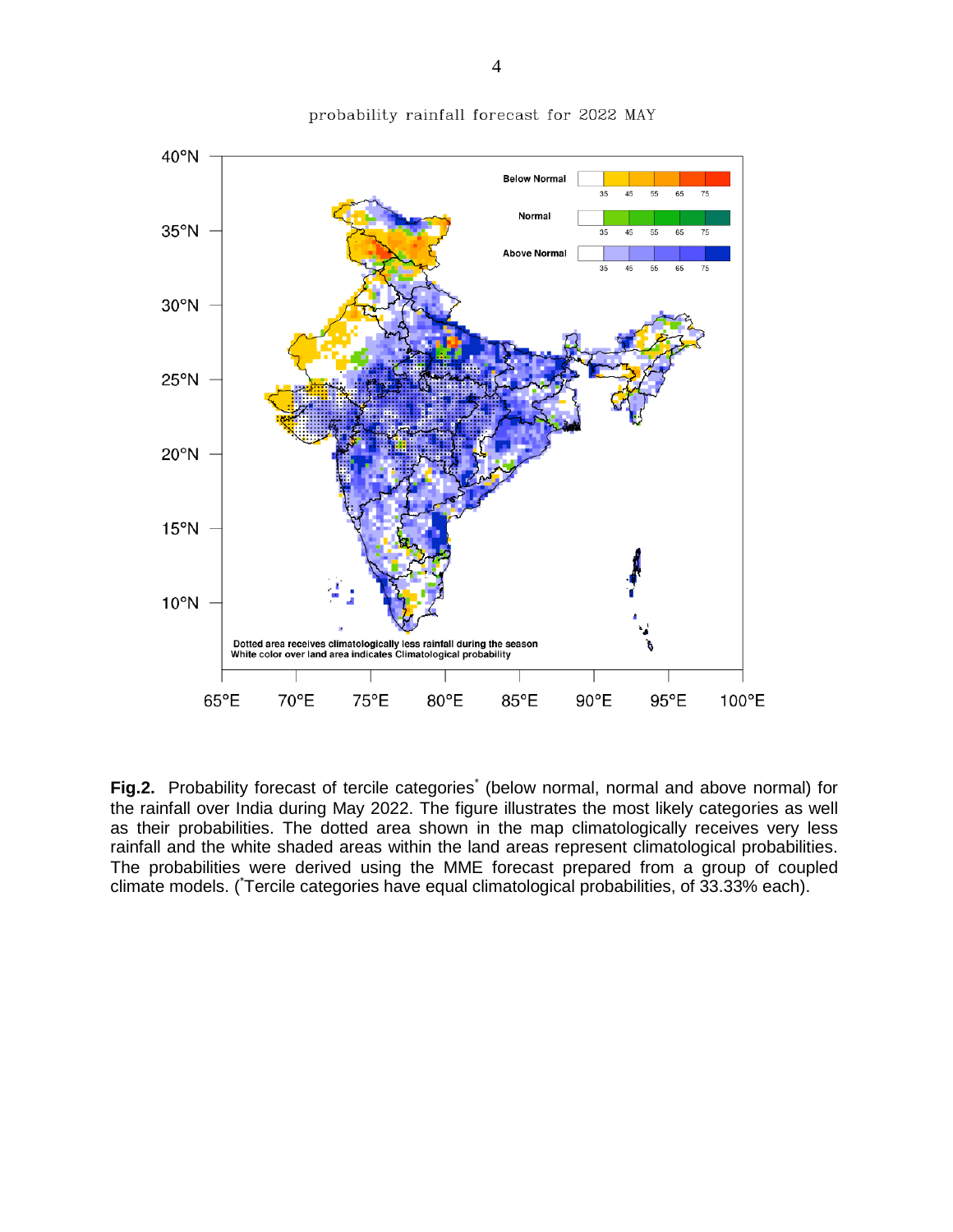probability rainfall forecast for 2022 MAY

40°N

35°N

30°N

25°N

20°N

15°N

10°N

65°E 70°E 75°E 80°E 85°E 90°E 95°E 100°E

Below Normal

35 45 55 65 75

Normal

35 45 55 65 75

Above Normal

35 45 55 65 75

Dotted area receives climatologically less rainfall during the season

White color over land area indicates Climatological probability

**Fig.2.** Probability forecast of tercile categories* (below normal, normal and above normal) for the rainfall over India during May 2022. The figure illustrates the most likely categories as well as their probabilities. The dotted area shown in the map climatologically receives very less rainfall and the white shaded areas within the land areas represent climatological probabilities. The probabilities were derived using the MME forecast prepared from a group of coupled climate models. (*Tercile categories have equal climatological probabilities, of 33.33% each).